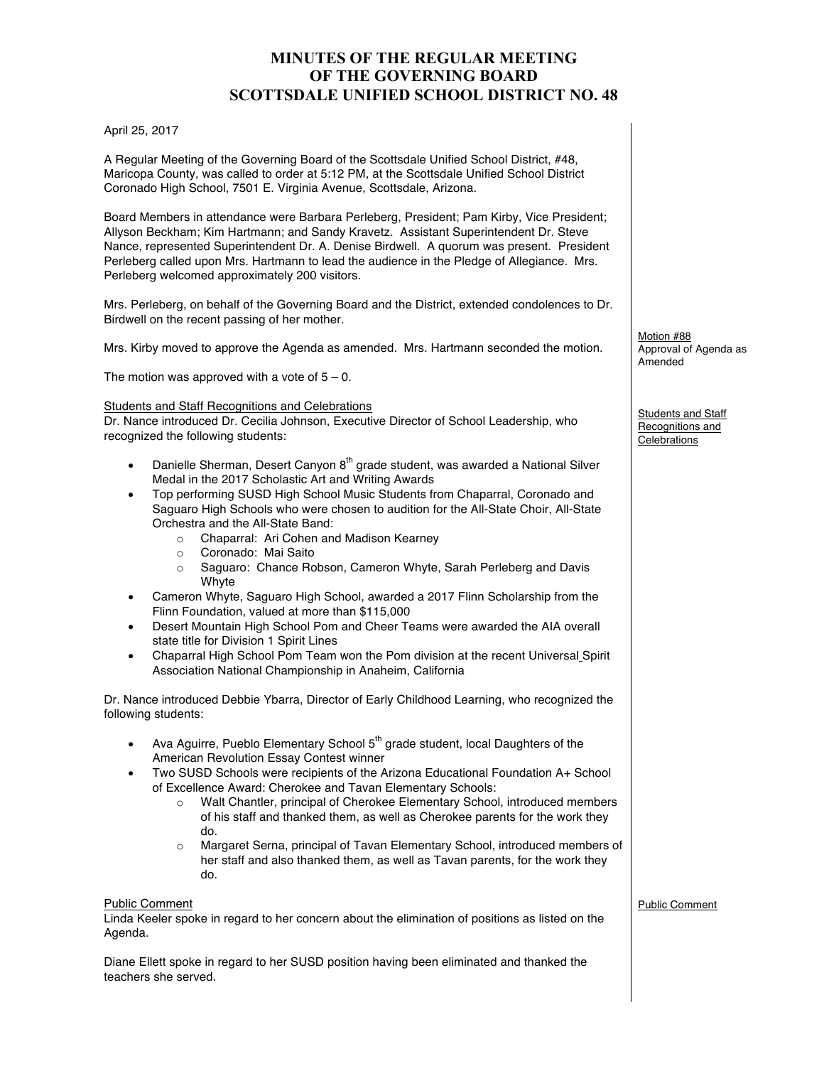# MINUTES OF THE REGULAR MEETING OF THE GOVERNING BOARD SCOTTSDALE UNIFIED SCHOOL DISTRICT NO. 48

April 25, 2017

A Regular Meeting of the Governing Board of the Scottsdale Unified School District, #48, Maricopa County, was called to order at 5:12 PM, at the Scottsdale Unified School District Coronado High School, 7501 E. Virginia Avenue, Scottsdale, Arizona.

Board Members in attendance were Barbara Perleberg, President; Pam Kirby, Vice President; Allyson Beckham; Kim Hartmann; and Sandy Kravetz. Assistant Superintendent Dr. Steve Nance, represented Superintendent Dr. A. Denise Birdwell. A quorum was present. President Perleberg called upon Mrs. Hartmann to lead the audience in the Pledge of Allegiance. Mrs. Perleberg welcomed approximately 200 visitors.

Mrs. Perleberg, on behalf of the Governing Board and the District, extended condolences to Dr. Birdwell on the recent passing of her mother.

Motion #88
Approval of Agenda as Amended

Mrs. Kirby moved to approve the Agenda as amended. Mrs. Hartmann seconded the motion.

The motion was approved with a vote of 5 – 0.

Students and Staff Recognitions and Celebrations

Students and Staff Recognitions and Celebrations

Dr. Nance introduced Dr. Cecilia Johnson, Executive Director of School Leadership, who recognized the following students:

- Danielle Sherman, Desert Canyon 8th grade student, was awarded a National Silver Medal in the 2017 Scholastic Art and Writing Awards
- Top performing SUSD High School Music Students from Chaparral, Coronado and Saguaro High Schools who were chosen to audition for the All-State Choir, All-State Orchestra and the All-State Band:
  - Chaparral: Ari Cohen and Madison Kearney
  - Coronado: Mai Saito
  - Saguaro: Chance Robson, Cameron Whyte, Sarah Perleberg and Davis Whyte
- Cameron Whyte, Saguaro High School, awarded a 2017 Flinn Scholarship from the Flinn Foundation, valued at more than $115,000
- Desert Mountain High School Pom and Cheer Teams were awarded the AIA overall state title for Division 1 Spirit Lines
- Chaparral High School Pom Team won the Pom division at the recent Universal Spirit Association National Championship in Anaheim, California

Dr. Nance introduced Debbie Ybarra, Director of Early Childhood Learning, who recognized the following students:

- Ava Aguirre, Pueblo Elementary School 5th grade student, local Daughters of the American Revolution Essay Contest winner
- Two SUSD Schools were recipients of the Arizona Educational Foundation A+ School of Excellence Award: Cherokee and Tavan Elementary Schools:
  - Walt Chantler, principal of Cherokee Elementary School, introduced members of his staff and thanked them, as well as Cherokee parents for the work they do.
  - Margaret Serna, principal of Tavan Elementary School, introduced members of her staff and also thanked them, as well as Tavan parents, for the work they do.

Public Comment

Public Comment

Linda Keeler spoke in regard to her concern about the elimination of positions as listed on the Agenda.

Diane Ellett spoke in regard to her SUSD position having been eliminated and thanked the teachers she served.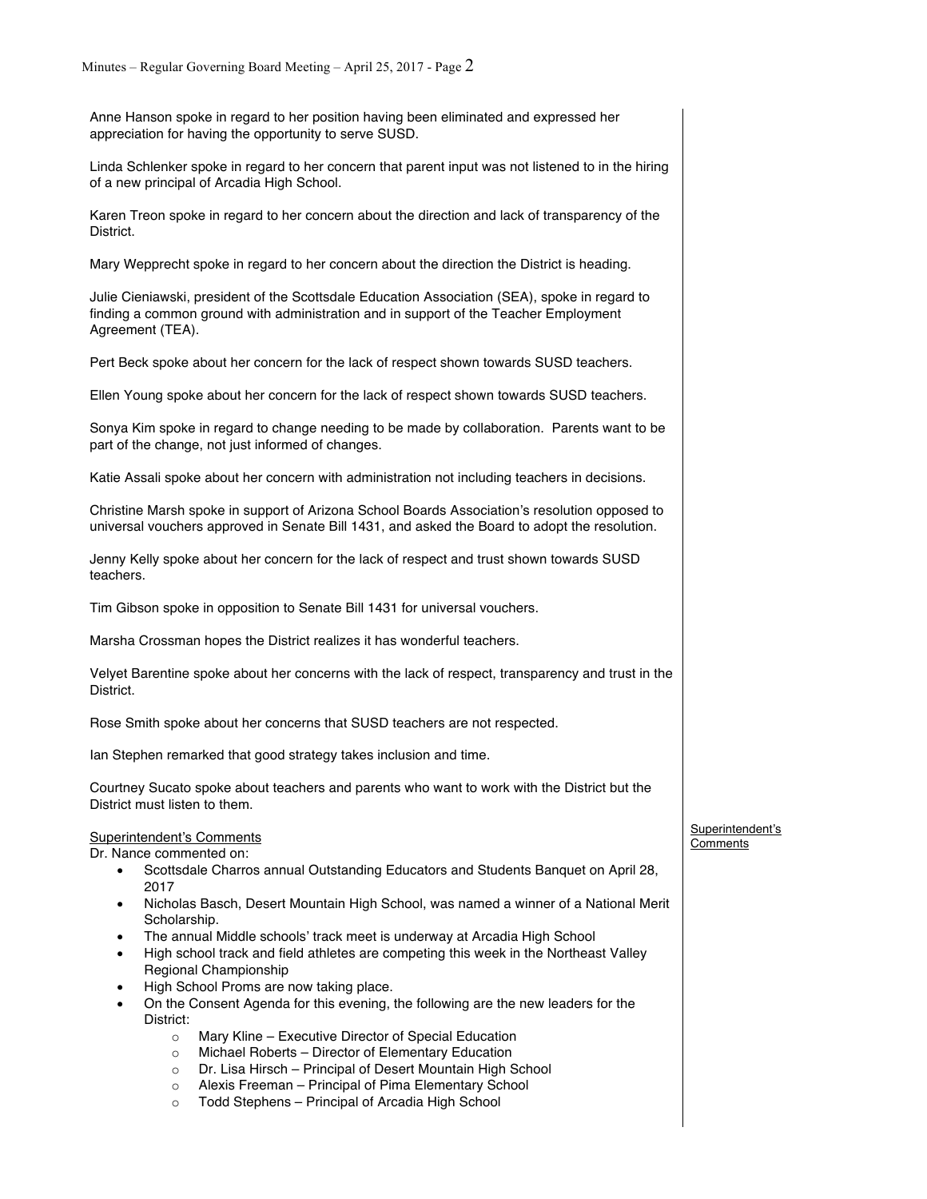Anne Hanson spoke in regard to her position having been eliminated and expressed her appreciation for having the opportunity to serve SUSD.

Linda Schlenker spoke in regard to her concern that parent input was not listened to in the hiring of a new principal of Arcadia High School.

Karen Treon spoke in regard to her concern about the direction and lack of transparency of the District.

Mary Wepprecht spoke in regard to her concern about the direction the District is heading.

Julie Cieniawski, president of the Scottsdale Education Association (SEA), spoke in regard to finding a common ground with administration and in support of the Teacher Employment Agreement (TEA).

Pert Beck spoke about her concern for the lack of respect shown towards SUSD teachers.

Ellen Young spoke about her concern for the lack of respect shown towards SUSD teachers.

Sonya Kim spoke in regard to change needing to be made by collaboration. Parents want to be part of the change, not just informed of changes.

Katie Assali spoke about her concern with administration not including teachers in decisions.

Christine Marsh spoke in support of Arizona School Boards Association's resolution opposed to universal vouchers approved in Senate Bill 1431, and asked the Board to adopt the resolution.

Jenny Kelly spoke about her concern for the lack of respect and trust shown towards SUSD teachers.

Tim Gibson spoke in opposition to Senate Bill 1431 for universal vouchers.

Marsha Crossman hopes the District realizes it has wonderful teachers.

Velyet Barentine spoke about her concerns with the lack of respect, transparency and trust in the District.

Rose Smith spoke about her concerns that SUSD teachers are not respected.

Ian Stephen remarked that good strategy takes inclusion and time.

Courtney Sucato spoke about teachers and parents who want to work with the District but the District must listen to them.

<u>Superintendent's Comments</u>

Dr. Nance commented on:

- Scottsdale Charros annual Outstanding Educators and Students Banquet on April 28, 2017
- Nicholas Basch, Desert Mountain High School, was named a winner of a National Merit Scholarship.
- The annual Middle schools' track meet is underway at Arcadia High School
- High school track and field athletes are competing this week in the Northeast Valley Regional Championship
- High School Proms are now taking place.
- On the Consent Agenda for this evening, the following are the new leaders for the District:
    - Mary Kline – Executive Director of Special Education
    - Michael Roberts – Director of Elementary Education
    - Dr. Lisa Hirsch – Principal of Desert Mountain High School
    - Alexis Freeman – Principal of Pima Elementary School
    - Todd Stephens – Principal of Arcadia High School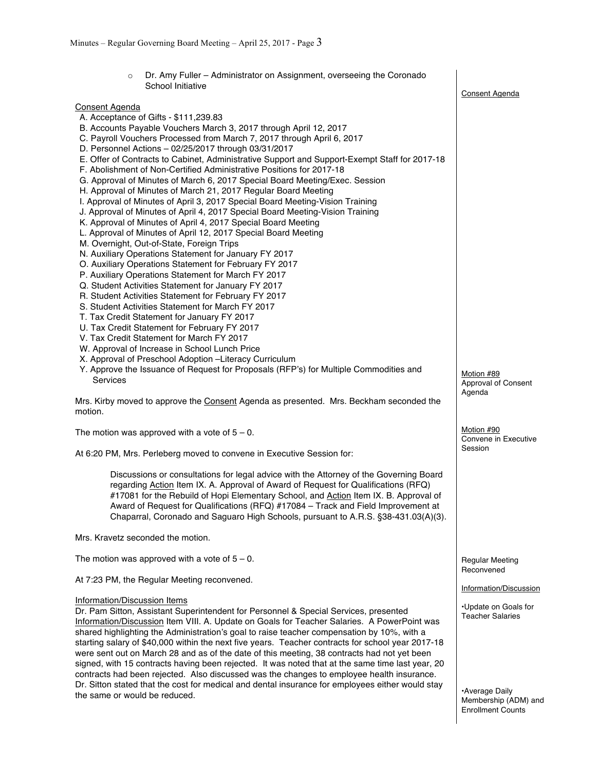- Dr. Amy Fuller – Administrator on Assignment, overseeing the Coronado School Initiative

Consent Agenda

Consent Agenda

A. Acceptance of Gifts - $111,239.83
B. Accounts Payable Vouchers March 3, 2017 through April 12, 2017
C. Payroll Vouchers Processed from March 7, 2017 through April 6, 2017
D. Personnel Actions – 02/25/2017 through 03/31/2017
E. Offer of Contracts to Cabinet, Administrative Support and Support-Exempt Staff for 2017-18
F. Abolishment of Non-Certified Administrative Positions for 2017-18
G. Approval of Minutes of March 6, 2017 Special Board Meeting/Exec. Session
H. Approval of Minutes of March 21, 2017 Regular Board Meeting
I. Approval of Minutes of April 3, 2017 Special Board Meeting-Vision Training
J. Approval of Minutes of April 4, 2017 Special Board Meeting-Vision Training
K. Approval of Minutes of April 4, 2017 Special Board Meeting
L. Approval of Minutes of April 12, 2017 Special Board Meeting
M. Overnight, Out-of-State, Foreign Trips
N. Auxiliary Operations Statement for January FY 2017
O. Auxiliary Operations Statement for February FY 2017
P. Auxiliary Operations Statement for March FY 2017
Q. Student Activities Statement for January FY 2017
R. Student Activities Statement for February FY 2017
S. Student Activities Statement for March FY 2017
T. Tax Credit Statement for January FY 2017
U. Tax Credit Statement for February FY 2017
V. Tax Credit Statement for March FY 2017
W. Approval of Increase in School Lunch Price
X. Approval of Preschool Adoption –Literacy Curriculum
Y. Approve the Issuance of Request for Proposals (RFP's) for Multiple Commodities and Services

Motion #89
Approval of Consent Agenda

Mrs. Kirby moved to approve the Consent Agenda as presented. Mrs. Beckham seconded the motion.

The motion was approved with a vote of 5 – 0.

Motion #90
Convene in Executive Session

At 6:20 PM, Mrs. Perleberg moved to convene in Executive Session for:

> Discussions or consultations for legal advice with the Attorney of the Governing Board regarding Action Item IX. A. Approval of Award of Request for Qualifications (RFQ) #17081 for the Rebuild of Hopi Elementary School, and Action Item IX. B. Approval of Award of Request for Qualifications (RFQ) #17084 – Track and Field Improvement at Chaparral, Coronado and Saguaro High Schools, pursuant to A.R.S. §38-431.03(A)(3).

Mrs. Kravetz seconded the motion.

The motion was approved with a vote of 5 – 0.

Regular Meeting Reconvened

At 7:23 PM, the Regular Meeting reconvened.

Information/Discussion

Information/Discussion Items

•Update on Goals for Teacher Salaries

Dr. Pam Sitton, Assistant Superintendent for Personnel & Special Services, presented Information/Discussion Item VIII. A. Update on Goals for Teacher Salaries. A PowerPoint was shared highlighting the Administration's goal to raise teacher compensation by 10%, with a starting salary of $40,000 within the next five years. Teacher contracts for school year 2017-18 were sent out on March 28 and as of the date of this meeting, 38 contracts had not yet been signed, with 15 contracts having been rejected. It was noted that at the same time last year, 20 contracts had been rejected. Also discussed was the changes to employee health insurance. Dr. Sitton stated that the cost for medical and dental insurance for employees either would stay the same or would be reduced.

•Average Daily Membership (ADM) and Enrollment Counts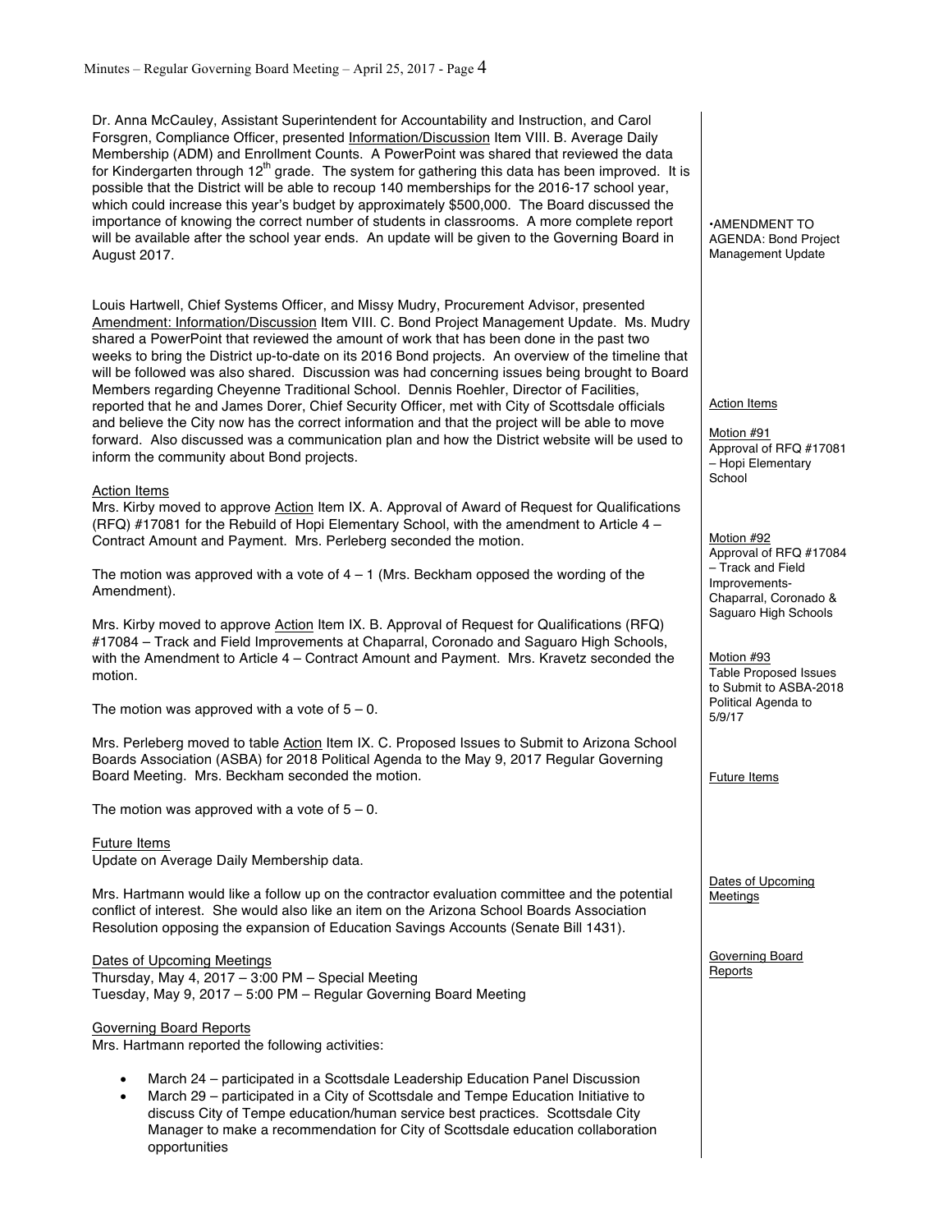Dr. Anna McCauley, Assistant Superintendent for Accountability and Instruction, and Carol Forsgren, Compliance Officer, presented Information/Discussion Item VIII. B. Average Daily Membership (ADM) and Enrollment Counts. A PowerPoint was shared that reviewed the data for Kindergarten through 12th grade. The system for gathering this data has been improved. It is possible that the District will be able to recoup 140 memberships for the 2016-17 school year, which could increase this year's budget by approximately $500,000. The Board discussed the importance of knowing the correct number of students in classrooms. A more complete report will be available after the school year ends. An update will be given to the Governing Board in August 2017.

•AMENDMENT TO AGENDA: Bond Project Management Update

Louis Hartwell, Chief Systems Officer, and Missy Mudry, Procurement Advisor, presented Amendment: Information/Discussion Item VIII. C. Bond Project Management Update. Ms. Mudry shared a PowerPoint that reviewed the amount of work that has been done in the past two weeks to bring the District up-to-date on its 2016 Bond projects. An overview of the timeline that will be followed was also shared. Discussion was had concerning issues being brought to Board Members regarding Cheyenne Traditional School. Dennis Roehler, Director of Facilities, reported that he and James Dorer, Chief Security Officer, met with City of Scottsdale officials and believe the City now has the correct information and that the project will be able to move forward. Also discussed was a communication plan and how the District website will be used to inform the community about Bond projects.

## Action Items

Motion #91
Approval of RFQ #17081 – Hopi Elementary School

Mrs. Kirby moved to approve Action Item IX. A. Approval of Award of Request for Qualifications (RFQ) #17081 for the Rebuild of Hopi Elementary School, with the amendment to Article 4 – Contract Amount and Payment. Mrs. Perleberg seconded the motion.

The motion was approved with a vote of 4 – 1 (Mrs. Beckham opposed the wording of the Amendment).

Motion #92
Approval of RFQ #17084 – Track and Field Improvements- Chaparral, Coronado & Saguaro High Schools

Mrs. Kirby moved to approve Action Item IX. B. Approval of Request for Qualifications (RFQ) #17084 – Track and Field Improvements at Chaparral, Coronado and Saguaro High Schools, with the Amendment to Article 4 – Contract Amount and Payment. Mrs. Kravetz seconded the motion.

The motion was approved with a vote of 5 – 0.

Motion #93
Table Proposed Issues to Submit to ASBA-2018 Political Agenda to 5/9/17

Mrs. Perleberg moved to table Action Item IX. C. Proposed Issues to Submit to Arizona School Boards Association (ASBA) for 2018 Political Agenda to the May 9, 2017 Regular Governing Board Meeting. Mrs. Beckham seconded the motion.

The motion was approved with a vote of 5 – 0.

## Future Items

Update on Average Daily Membership data.

Mrs. Hartmann would like a follow up on the contractor evaluation committee and the potential conflict of interest. She would also like an item on the Arizona School Boards Association Resolution opposing the expansion of Education Savings Accounts (Senate Bill 1431).

## Dates of Upcoming Meetings

Thursday, May 4, 2017 – 3:00 PM – Special Meeting
Tuesday, May 9, 2017 – 5:00 PM – Regular Governing Board Meeting

## Governing Board Reports

Mrs. Hartmann reported the following activities:

- March 24 – participated in a Scottsdale Leadership Education Panel Discussion
- March 29 – participated in a City of Scottsdale and Tempe Education Initiative to discuss City of Tempe education/human service best practices. Scottsdale City Manager to make a recommendation for City of Scottsdale education collaboration opportunities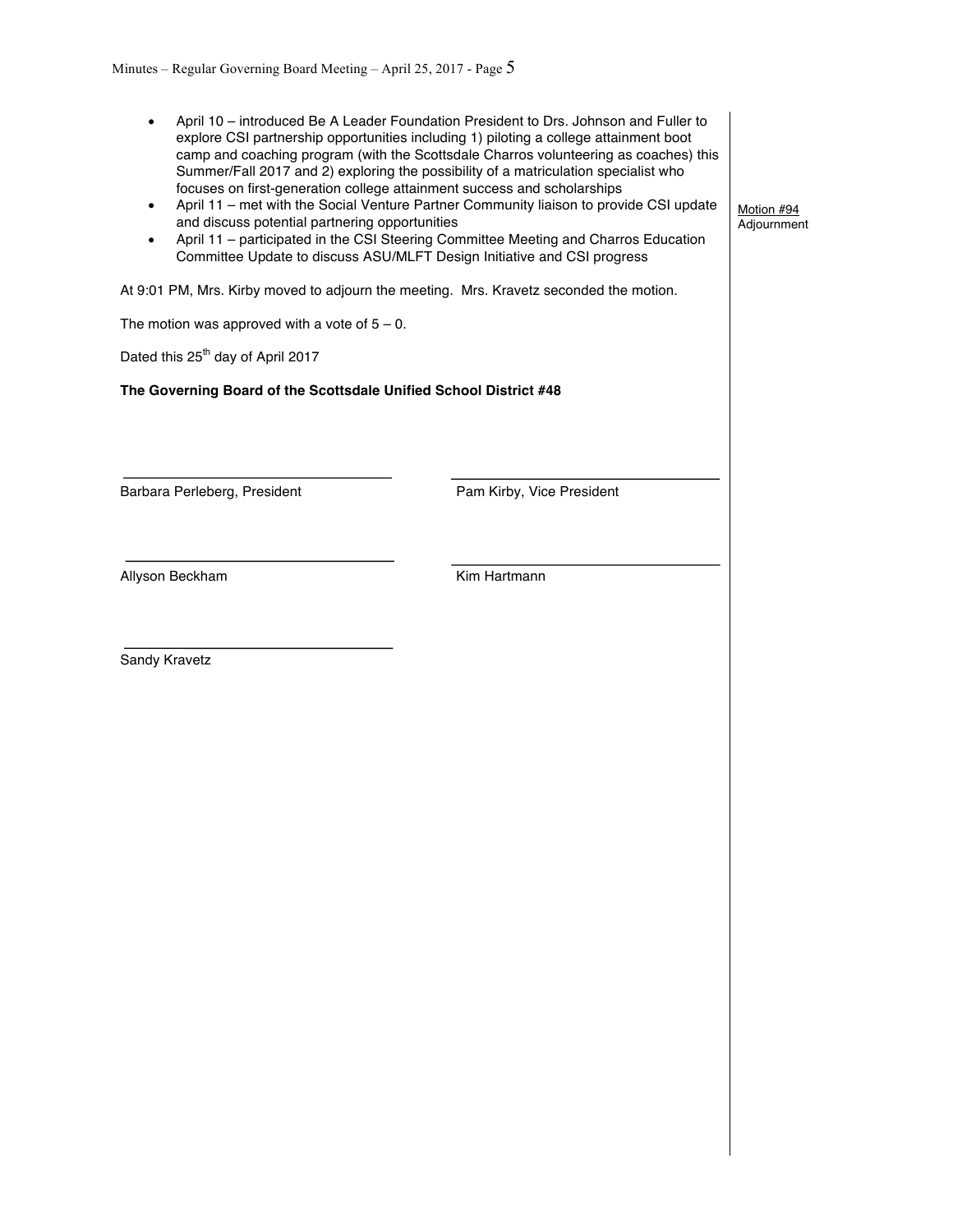- April 10 – introduced Be A Leader Foundation President to Drs. Johnson and Fuller to explore CSI partnership opportunities including 1) piloting a college attainment boot camp and coaching program (with the Scottsdale Charros volunteering as coaches) this Summer/Fall 2017 and 2) exploring the possibility of a matriculation specialist who focuses on first-generation college attainment success and scholarships
- April 11 – met with the Social Venture Partner Community liaison to provide CSI update and discuss potential partnering opportunities
- April 11 – participated in the CSI Steering Committee Meeting and Charros Education Committee Update to discuss ASU/MLFT Design Initiative and CSI progress

Motion #94
Adjournment

At 9:01 PM, Mrs. Kirby moved to adjourn the meeting. Mrs. Kravetz seconded the motion.

The motion was approved with a vote of 5 – 0.

Dated this 25th day of April 2017

**The Governing Board of the Scottsdale Unified School District #48**

\_\_\_\_\_\_\_\_\_\_\_\_\_\_\_\_\_\_\_\_\_\_\_\_\_\_\_\_\_\_\_\_
Barbara Perleberg, President

\_\_\_\_\_\_\_\_\_\_\_\_\_\_\_\_\_\_\_\_\_\_\_\_\_\_\_\_\_\_\_\_
Pam Kirby, Vice President

\_\_\_\_\_\_\_\_\_\_\_\_\_\_\_\_\_\_\_\_\_\_\_\_\_\_\_\_\_\_\_\_
Allyson Beckham

\_\_\_\_\_\_\_\_\_\_\_\_\_\_\_\_\_\_\_\_\_\_\_\_\_\_\_\_\_\_\_\_
Kim Hartmann

\_\_\_\_\_\_\_\_\_\_\_\_\_\_\_\_\_\_\_\_\_\_\_\_\_\_\_\_\_\_\_\_
Sandy Kravetz